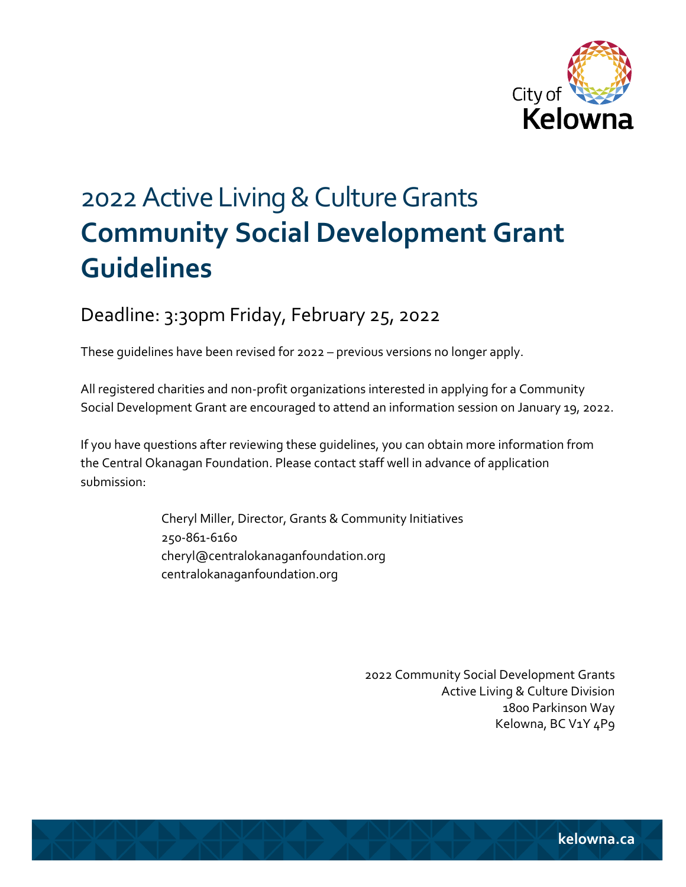City of Kelowna

# 2022 Active Living & Culture Grants

# **Community Social Development Grant Guidelines**

## Deadline: 3:30pm Friday, February 25, 2022

These guidelines have been revised for 2022 – previous versions no longer apply.

All registered charities and non-profit organizations interested in applying for a Community Social Development Grant are encouraged to attend an information session on January 19, 2022.

If you have questions after reviewing these guidelines, you can obtain more information from the Central Okanagan Foundation. Please contact staff well in advance of application submission:

Cheryl Miller, Director, Grants & Community Initiatives
250-861-6160
cheryl@centralokanaganfoundation.org
centralokanaganfoundation.org

2022 Community Social Development Grants
Active Living & Culture Division
1800 Parkinson Way
Kelowna, BC V1Y 4P9

kelowna.ca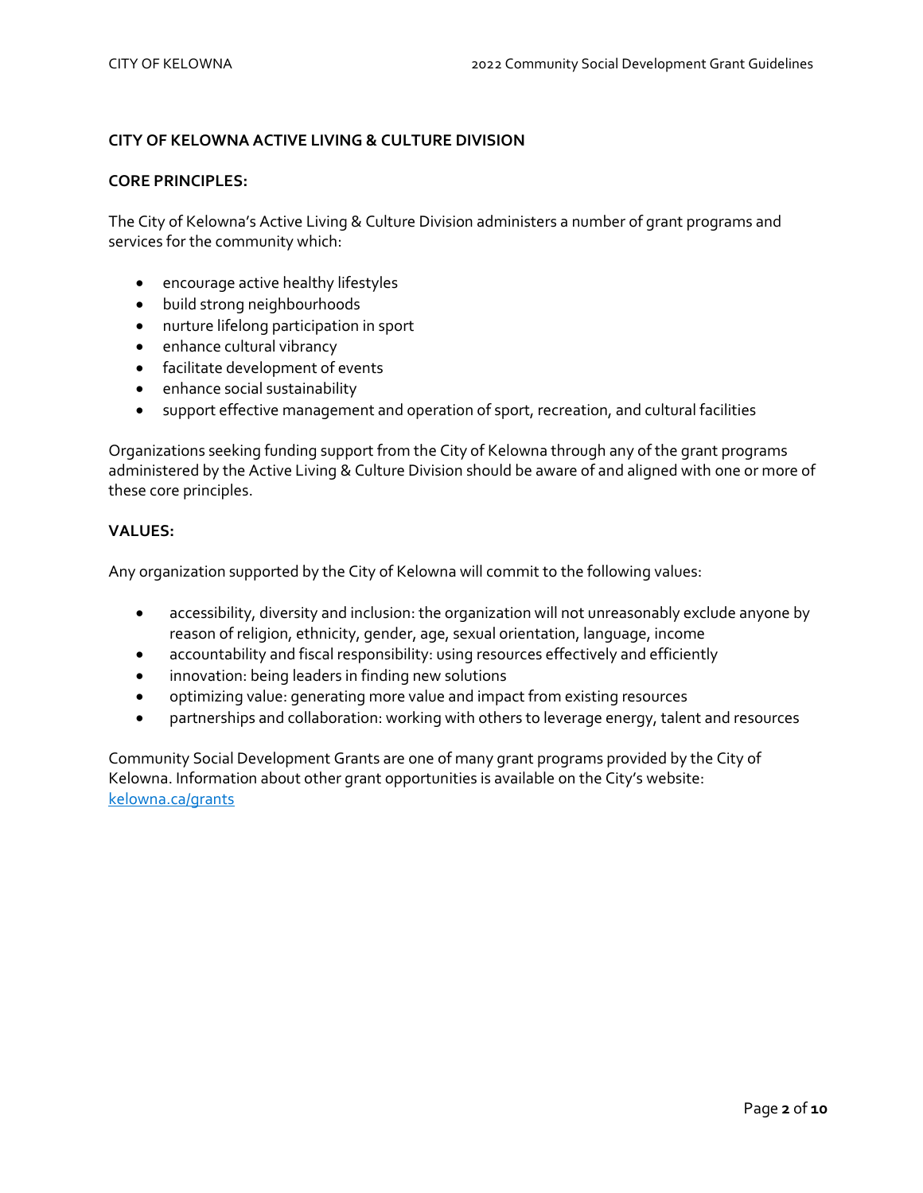## CITY OF KELOWNA ACTIVE LIVING & CULTURE DIVISION

### CORE PRINCIPLES:

The City of Kelowna's Active Living & Culture Division administers a number of grant programs and services for the community which:

- encourage active healthy lifestyles
- build strong neighbourhoods
- nurture lifelong participation in sport
- enhance cultural vibrancy
- facilitate development of events
- enhance social sustainability
- support effective management and operation of sport, recreation, and cultural facilities

Organizations seeking funding support from the City of Kelowna through any of the grant programs administered by the Active Living & Culture Division should be aware of and aligned with one or more of these core principles.

### VALUES:

Any organization supported by the City of Kelowna will commit to the following values:

- accessibility, diversity and inclusion: the organization will not unreasonably exclude anyone by reason of religion, ethnicity, gender, age, sexual orientation, language, income
- accountability and fiscal responsibility: using resources effectively and efficiently
- innovation: being leaders in finding new solutions
- optimizing value: generating more value and impact from existing resources
- partnerships and collaboration: working with others to leverage energy, talent and resources

Community Social Development Grants are one of many grant programs provided by the City of Kelowna. Information about other grant opportunities is available on the City's website: [kelowna.ca/grants](kelowna.ca/grants)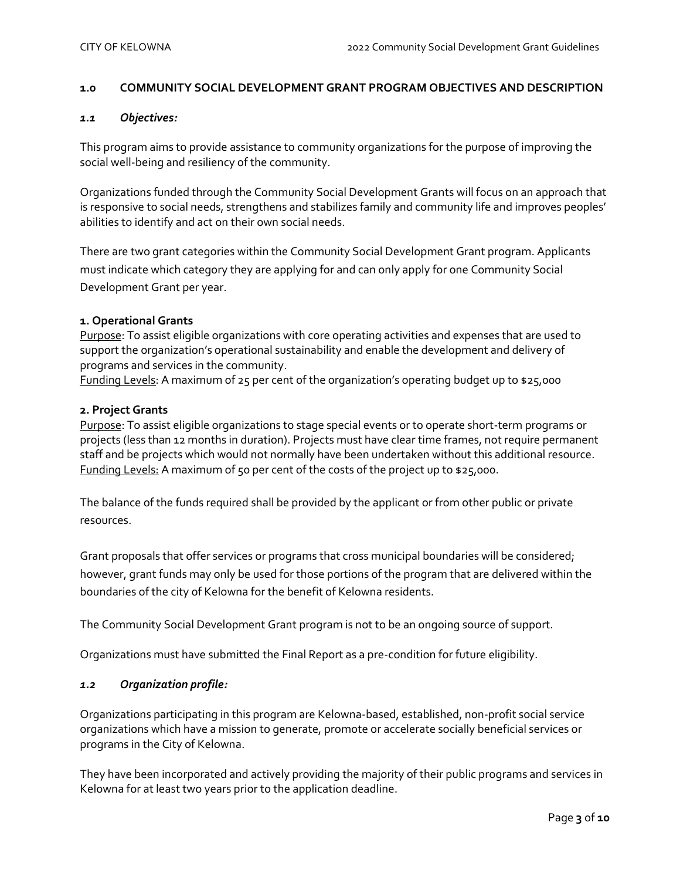## 1.0 COMMUNITY SOCIAL DEVELOPMENT GRANT PROGRAM OBJECTIVES AND DESCRIPTION

### *1.1 Objectives:*

This program aims to provide assistance to community organizations for the purpose of improving the social well-being and resiliency of the community.

Organizations funded through the Community Social Development Grants will focus on an approach that is responsive to social needs, strengthens and stabilizes family and community life and improves peoples' abilities to identify and act on their own social needs.

There are two grant categories within the Community Social Development Grant program. Applicants must indicate which category they are applying for and can only apply for one Community Social Development Grant per year.

**1. Operational Grants**
<u>Purpose</u>: To assist eligible organizations with core operating activities and expenses that are used to support the organization's operational sustainability and enable the development and delivery of programs and services in the community.
<u>Funding Levels</u>: A maximum of 25 per cent of the organization's operating budget up to $25,000

**2. Project Grants**
<u>Purpose</u>: To assist eligible organizations to stage special events or to operate short-term programs or projects (less than 12 months in duration). Projects must have clear time frames, not require permanent staff and be projects which would not normally have been undertaken without this additional resource.
<u>Funding Levels:</u> A maximum of 50 per cent of the costs of the project up to $25,000.

The balance of the funds required shall be provided by the applicant or from other public or private resources.

Grant proposals that offer services or programs that cross municipal boundaries will be considered; however, grant funds may only be used for those portions of the program that are delivered within the boundaries of the city of Kelowna for the benefit of Kelowna residents.

The Community Social Development Grant program is not to be an ongoing source of support.

Organizations must have submitted the Final Report as a pre-condition for future eligibility.

### *1.2 Organization profile:*

Organizations participating in this program are Kelowna-based, established, non-profit social service organizations which have a mission to generate, promote or accelerate socially beneficial services or programs in the City of Kelowna.

They have been incorporated and actively providing the majority of their public programs and services in Kelowna for at least two years prior to the application deadline.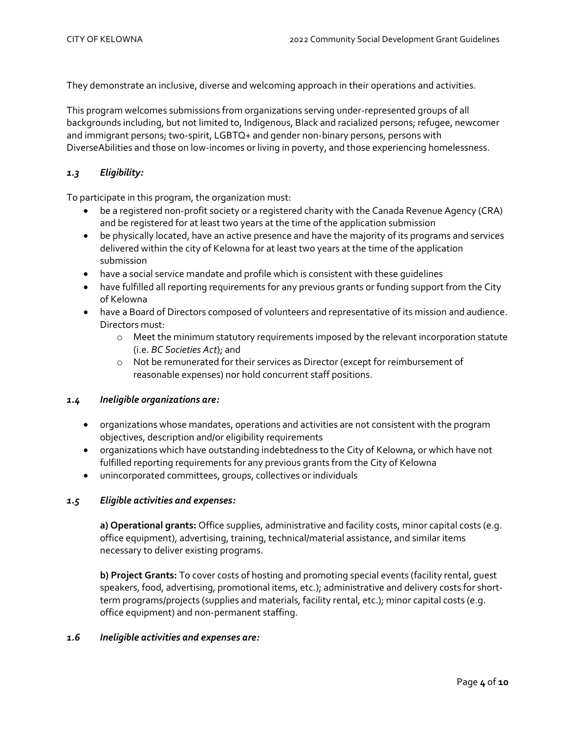They demonstrate an inclusive, diverse and welcoming approach in their operations and activities.

This program welcomes submissions from organizations serving under-represented groups of all backgrounds including, but not limited to, Indigenous, Black and racialized persons; refugee, newcomer and immigrant persons; two-spirit, LGBTQ+ and gender non-binary persons, persons with DiverseAbilities and those on low-incomes or living in poverty, and those experiencing homelessness.

### *1.3 Eligibility:*

To participate in this program, the organization must:

- be a registered non-profit society or a registered charity with the Canada Revenue Agency (CRA) and be registered for at least two years at the time of the application submission
- be physically located, have an active presence and have the majority of its programs and services delivered within the city of Kelowna for at least two years at the time of the application submission
- have a social service mandate and profile which is consistent with these guidelines
- have fulfilled all reporting requirements for any previous grants or funding support from the City of Kelowna
- have a Board of Directors composed of volunteers and representative of its mission and audience. Directors must:
  - Meet the minimum statutory requirements imposed by the relevant incorporation statute (i.e. *BC Societies Act*); and
  - Not be remunerated for their services as Director (except for reimbursement of reasonable expenses) nor hold concurrent staff positions.

### *1.4 Ineligible organizations are:*

- organizations whose mandates, operations and activities are not consistent with the program objectives, description and/or eligibility requirements
- organizations which have outstanding indebtedness to the City of Kelowna, or which have not fulfilled reporting requirements for any previous grants from the City of Kelowna
- unincorporated committees, groups, collectives or individuals

### *1.5 Eligible activities and expenses:*

**a) Operational grants:** Office supplies, administrative and facility costs, minor capital costs (e.g. office equipment), advertising, training, technical/material assistance, and similar items necessary to deliver existing programs.

**b) Project Grants:** To cover costs of hosting and promoting special events (facility rental, guest speakers, food, advertising, promotional items, etc.); administrative and delivery costs for short-term programs/projects (supplies and materials, facility rental, etc.); minor capital costs (e.g. office equipment) and non-permanent staffing.

### *1.6 Ineligible activities and expenses are:*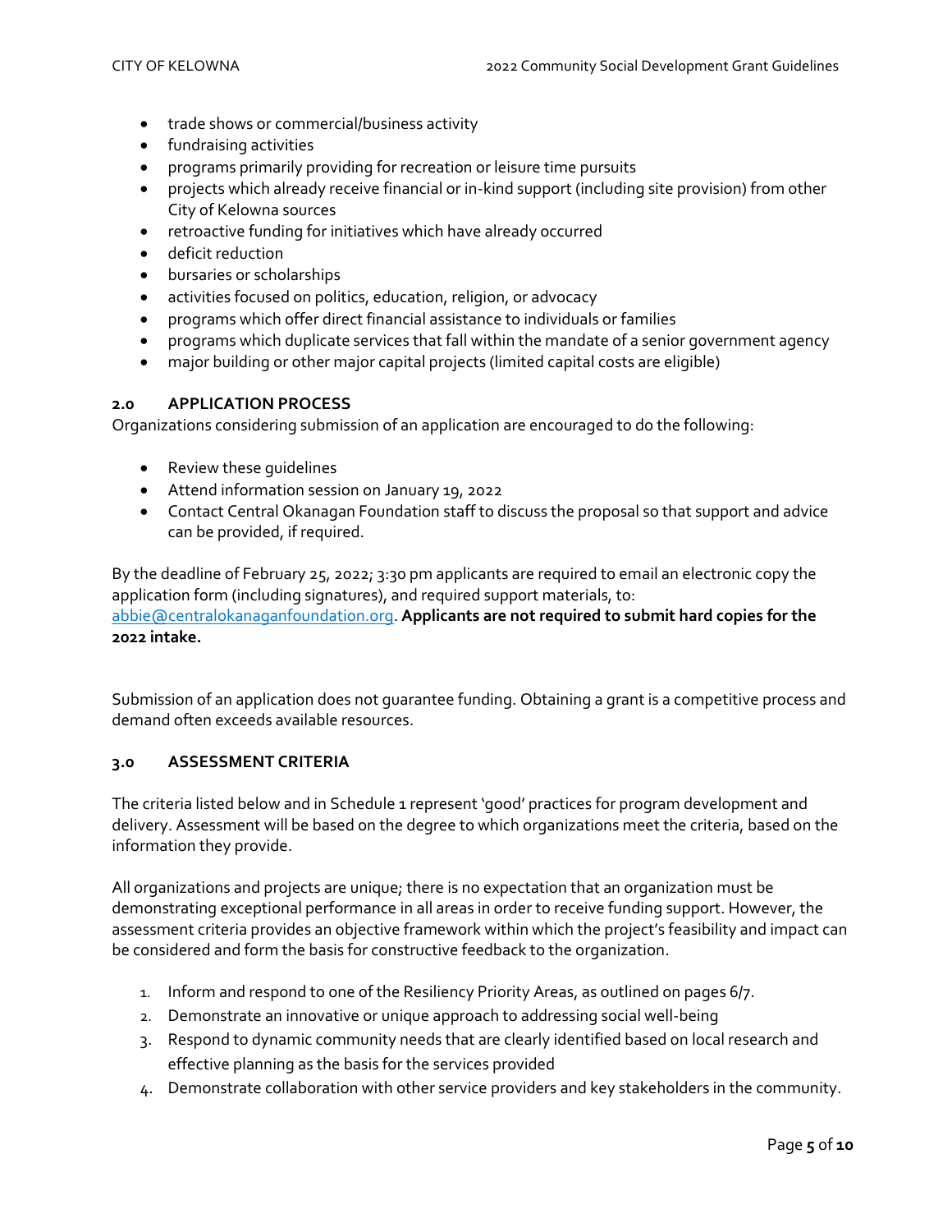- trade shows or commercial/business activity
- fundraising activities
- programs primarily providing for recreation or leisure time pursuits
- projects which already receive financial or in-kind support (including site provision) from other City of Kelowna sources
- retroactive funding for initiatives which have already occurred
- deficit reduction
- bursaries or scholarships
- activities focused on politics, education, religion, or advocacy
- programs which offer direct financial assistance to individuals or families
- programs which duplicate services that fall within the mandate of a senior government agency
- major building or other major capital projects (limited capital costs are eligible)

## 2.0 APPLICATION PROCESS

Organizations considering submission of an application are encouraged to do the following:

- Review these guidelines
- Attend information session on January 19, 2022
- Contact Central Okanagan Foundation staff to discuss the proposal so that support and advice can be provided, if required.

By the deadline of February 25, 2022; 3:30 pm applicants are required to email an electronic copy the application form (including signatures), and required support materials, to: abbie@centralokanaganfoundation.org. **Applicants are not required to submit hard copies for the 2022 intake.**

Submission of an application does not guarantee funding. Obtaining a grant is a competitive process and demand often exceeds available resources.

## 3.0 ASSESSMENT CRITERIA

The criteria listed below and in Schedule 1 represent 'good' practices for program development and delivery. Assessment will be based on the degree to which organizations meet the criteria, based on the information they provide.

All organizations and projects are unique; there is no expectation that an organization must be demonstrating exceptional performance in all areas in order to receive funding support. However, the assessment criteria provides an objective framework within which the project's feasibility and impact can be considered and form the basis for constructive feedback to the organization.

1. Inform and respond to one of the Resiliency Priority Areas, as outlined on pages 6/7.
2. Demonstrate an innovative or unique approach to addressing social well-being
3. Respond to dynamic community needs that are clearly identified based on local research and effective planning as the basis for the services provided
4. Demonstrate collaboration with other service providers and key stakeholders in the community.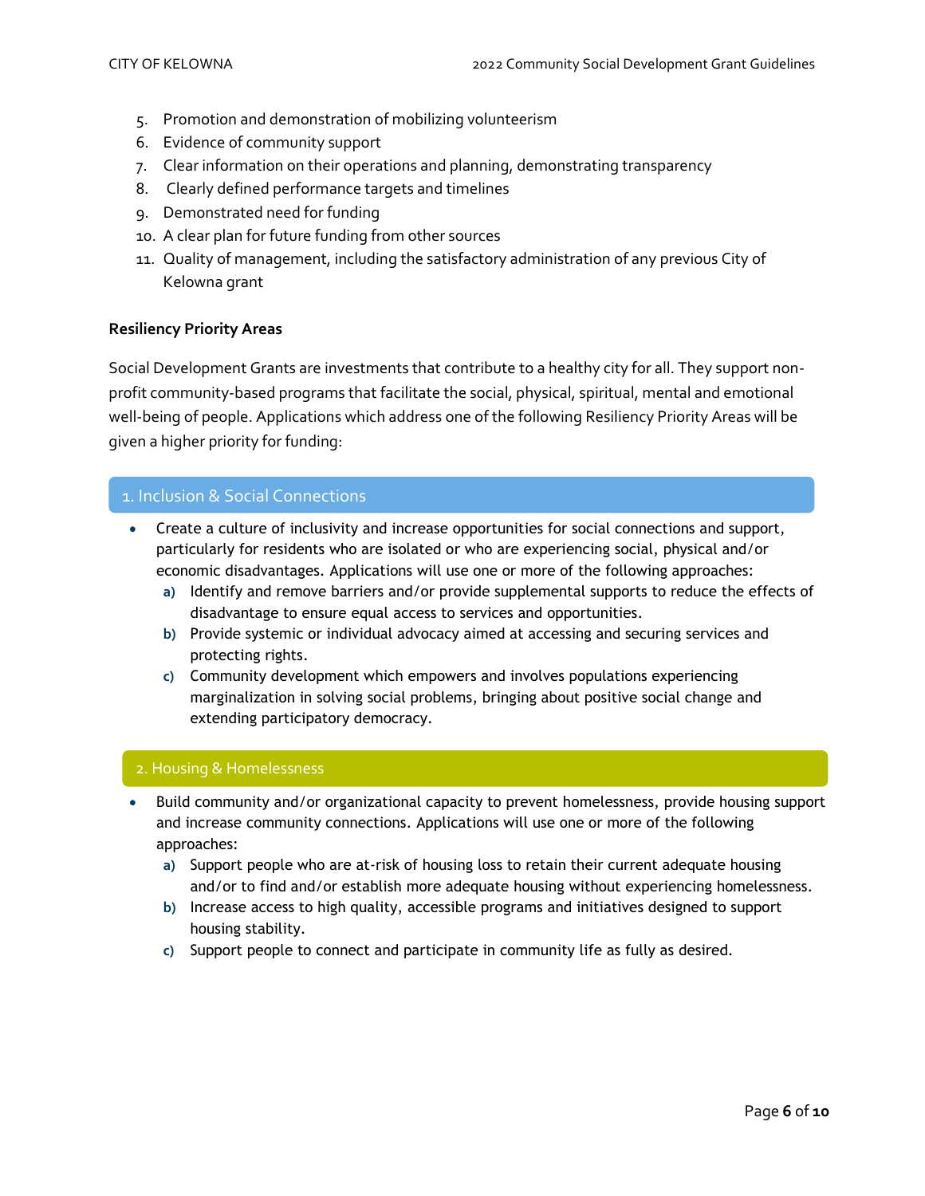5. Promotion and demonstration of mobilizing volunteerism
6. Evidence of community support
7. Clear information on their operations and planning, demonstrating transparency
8. Clearly defined performance targets and timelines
9. Demonstrated need for funding
10. A clear plan for future funding from other sources
11. Quality of management, including the satisfactory administration of any previous City of Kelowna grant

**Resiliency Priority Areas**

Social Development Grants are investments that contribute to a healthy city for all. They support non-profit community-based programs that facilitate the social, physical, spiritual, mental and emotional well-being of people. Applications which address one of the following Resiliency Priority Areas will be given a higher priority for funding:

### 1. Inclusion & Social Connections

- Create a culture of inclusivity and increase opportunities for social connections and support, particularly for residents who are isolated or who are experiencing social, physical and/or economic disadvantages. Applications will use one or more of the following approaches:
  - a) Identify and remove barriers and/or provide supplemental supports to reduce the effects of disadvantage to ensure equal access to services and opportunities.
  - b) Provide systemic or individual advocacy aimed at accessing and securing services and protecting rights.
  - c) Community development which empowers and involves populations experiencing marginalization in solving social problems, bringing about positive social change and extending participatory democracy.

### 2. Housing & Homelessness

- Build community and/or organizational capacity to prevent homelessness, provide housing support and increase community connections. Applications will use one or more of the following approaches:
  - a) Support people who are at-risk of housing loss to retain their current adequate housing and/or to find and/or establish more adequate housing without experiencing homelessness.
  - b) Increase access to high quality, accessible programs and initiatives designed to support housing stability.
  - c) Support people to connect and participate in community life as fully as desired.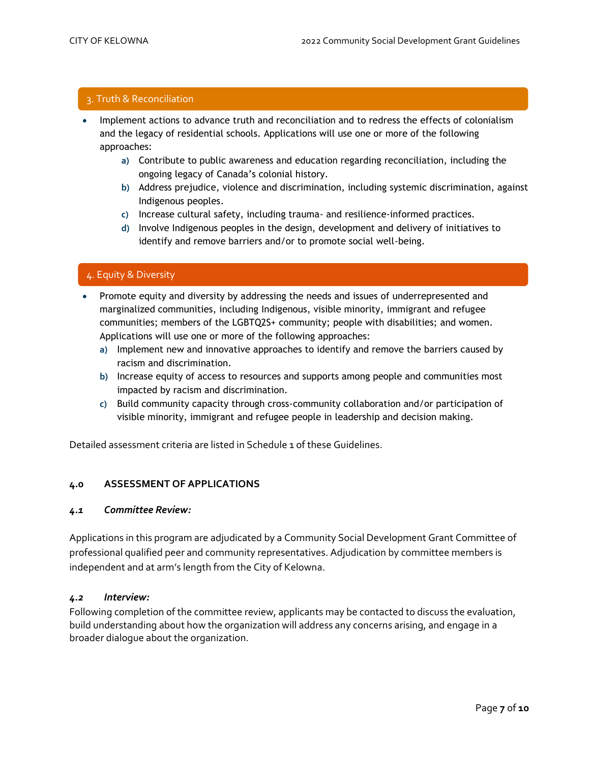### 3. Truth & Reconciliation

- Implement actions to advance truth and reconciliation and to redress the effects of colonialism and the legacy of residential schools. Applications will use one or more of the following approaches:
  - **a)** Contribute to public awareness and education regarding reconciliation, including the ongoing legacy of Canada's colonial history.
  - **b)** Address prejudice, violence and discrimination, including systemic discrimination, against Indigenous peoples.
  - **c)** Increase cultural safety, including trauma- and resilience-informed practices.
  - **d)** Involve Indigenous peoples in the design, development and delivery of initiatives to identify and remove barriers and/or to promote social well-being.

### 4. Equity & Diversity

- Promote equity and diversity by addressing the needs and issues of underrepresented and marginalized communities, including Indigenous, visible minority, immigrant and refugee communities; members of the LGBTQ2S+ community; people with disabilities; and women. Applications will use one or more of the following approaches:
  - **a)** Implement new and innovative approaches to identify and remove the barriers caused by racism and discrimination.
  - **b)** Increase equity of access to resources and supports among people and communities most impacted by racism and discrimination.
  - **c)** Build community capacity through cross-community collaboration and/or participation of visible minority, immigrant and refugee people in leadership and decision making.

Detailed assessment criteria are listed in Schedule 1 of these Guidelines.

## 4.0 ASSESSMENT OF APPLICATIONS

### *4.1 Committee Review:*

Applications in this program are adjudicated by a Community Social Development Grant Committee of professional qualified peer and community representatives. Adjudication by committee members is independent and at arm's length from the City of Kelowna.

### *4.2 Interview:*

Following completion of the committee review, applicants may be contacted to discuss the evaluation, build understanding about how the organization will address any concerns arising, and engage in a broader dialogue about the organization.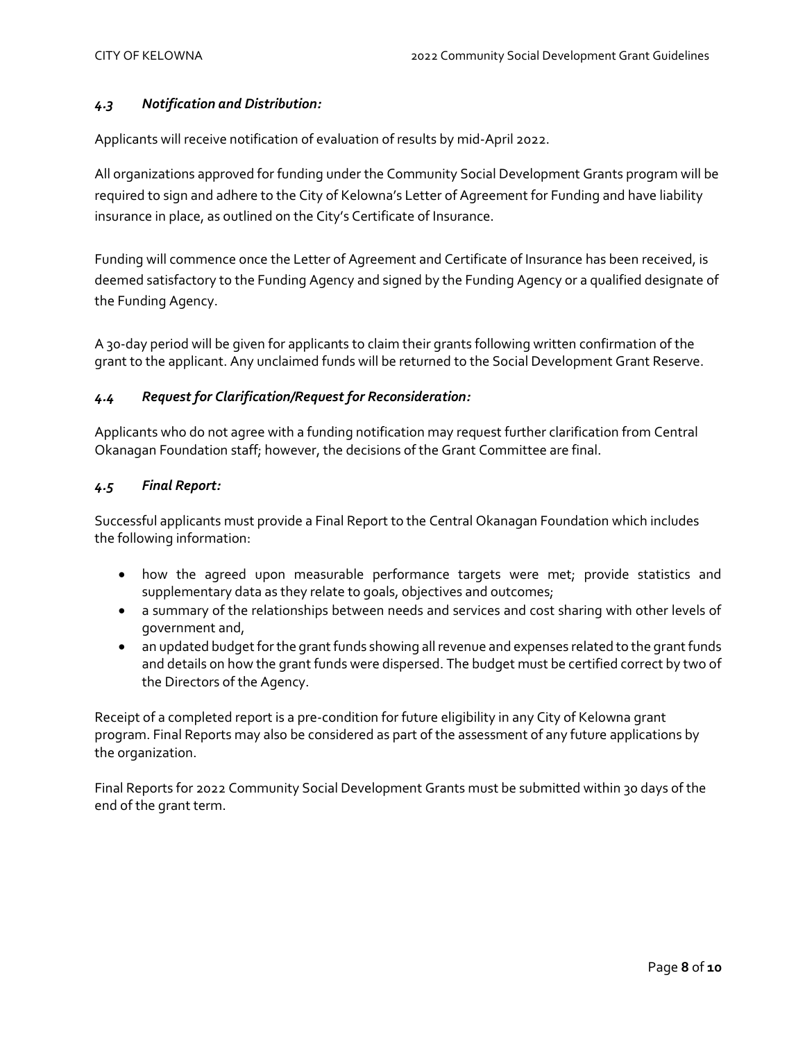### *4.3 Notification and Distribution:*

Applicants will receive notification of evaluation of results by mid-April 2022.

All organizations approved for funding under the Community Social Development Grants program will be required to sign and adhere to the City of Kelowna's Letter of Agreement for Funding and have liability insurance in place, as outlined on the City's Certificate of Insurance.

Funding will commence once the Letter of Agreement and Certificate of Insurance has been received, is deemed satisfactory to the Funding Agency and signed by the Funding Agency or a qualified designate of the Funding Agency.

A 30-day period will be given for applicants to claim their grants following written confirmation of the grant to the applicant. Any unclaimed funds will be returned to the Social Development Grant Reserve.

### *4.4 Request for Clarification/Request for Reconsideration:*

Applicants who do not agree with a funding notification may request further clarification from Central Okanagan Foundation staff; however, the decisions of the Grant Committee are final.

### *4.5 Final Report:*

Successful applicants must provide a Final Report to the Central Okanagan Foundation which includes the following information:

- how the agreed upon measurable performance targets were met; provide statistics and supplementary data as they relate to goals, objectives and outcomes;
- a summary of the relationships between needs and services and cost sharing with other levels of government and,
- an updated budget for the grant funds showing all revenue and expenses related to the grant funds and details on how the grant funds were dispersed. The budget must be certified correct by two of the Directors of the Agency.

Receipt of a completed report is a pre-condition for future eligibility in any City of Kelowna grant program. Final Reports may also be considered as part of the assessment of any future applications by the organization.

Final Reports for 2022 Community Social Development Grants must be submitted within 30 days of the end of the grant term.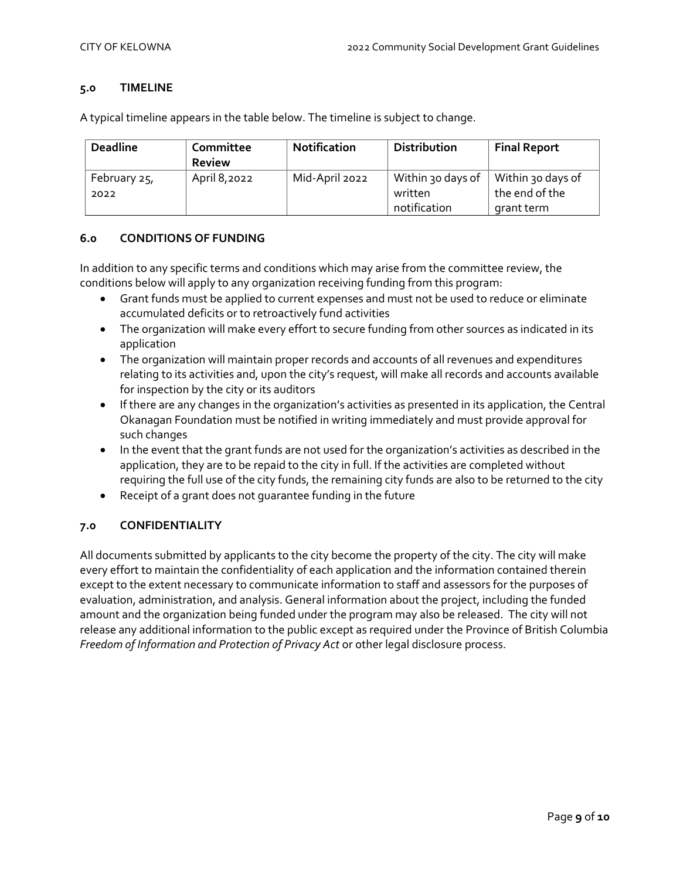## 5.0 TIMELINE

A typical timeline appears in the table below. The timeline is subject to change.

| Deadline | Committee Review | Notification | Distribution | Final Report |
|---|---|---|---|---|
| February 25, 2022 | April 8,2022 | Mid-April 2022 | Within 30 days of written notification | Within 30 days of the end of the grant term |

## 6.0 CONDITIONS OF FUNDING

In addition to any specific terms and conditions which may arise from the committee review, the conditions below will apply to any organization receiving funding from this program:

- Grant funds must be applied to current expenses and must not be used to reduce or eliminate accumulated deficits or to retroactively fund activities
- The organization will make every effort to secure funding from other sources as indicated in its application
- The organization will maintain proper records and accounts of all revenues and expenditures relating to its activities and, upon the city's request, will make all records and accounts available for inspection by the city or its auditors
- If there are any changes in the organization's activities as presented in its application, the Central Okanagan Foundation must be notified in writing immediately and must provide approval for such changes
- In the event that the grant funds are not used for the organization's activities as described in the application, they are to be repaid to the city in full. If the activities are completed without requiring the full use of the city funds, the remaining city funds are also to be returned to the city
- Receipt of a grant does not guarantee funding in the future

## 7.0 CONFIDENTIALITY

All documents submitted by applicants to the city become the property of the city. The city will make every effort to maintain the confidentiality of each application and the information contained therein except to the extent necessary to communicate information to staff and assessors for the purposes of evaluation, administration, and analysis. General information about the project, including the funded amount and the organization being funded under the program may also be released. The city will not release any additional information to the public except as required under the Province of British Columbia *Freedom of Information and Protection of Privacy Act* or other legal disclosure process.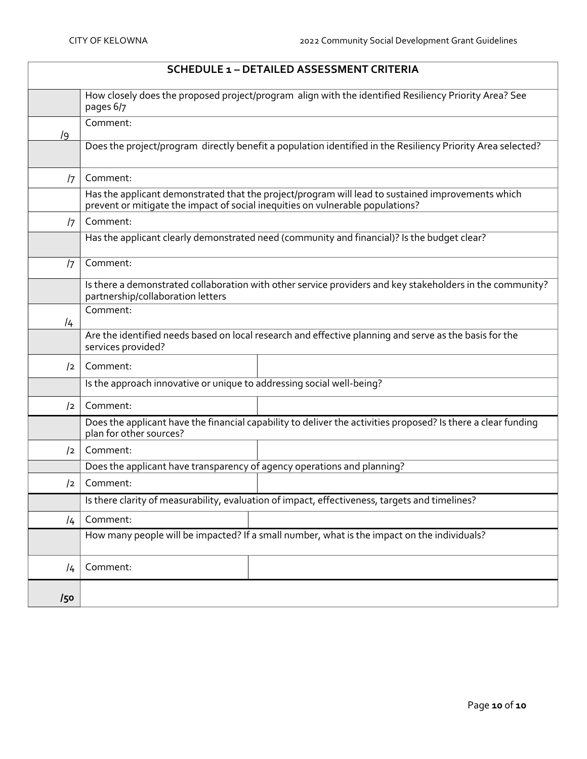| SCHEDULE 1 – DETAILED ASSESSMENT CRITERIA | | |
|---|---|---|
| | How closely does the proposed project/program align with the identified Resiliency Priority Area? See pages 6/7 | |
| /9 | Comment: | |
| | Does the project/program directly benefit a population identified in the Resiliency Priority Area selected? | |
| /7 | Comment: | |
| | Has the applicant demonstrated that the project/program will lead to sustained improvements which prevent or mitigate the impact of social inequities on vulnerable populations? | |
| /7 | Comment: | |
| | Has the applicant clearly demonstrated need (community and financial)? Is the budget clear? | |
| /7 | Comment: | |
| | Is there a demonstrated collaboration with other service providers and key stakeholders in the community? partnership/collaboration letters | |
| /4 | Comment: | |
| | Are the identified needs based on local research and effective planning and serve as the basis for the services provided? | |
| /2 | Comment: | |
| | Is the approach innovative or unique to addressing social well-being? | |
| /2 | Comment: | |
| | Does the applicant have the financial capability to deliver the activities proposed? Is there a clear funding plan for other sources? | |
| /2 | Comment: | |
| | Does the applicant have transparency of agency operations and planning? | |
| /2 | Comment: | |
| | Is there clarity of measurability, evaluation of impact, effectiveness, targets and timelines? | |
| /4 | Comment: | |
| | How many people will be impacted? If a small number, what is the impact on the individuals? | |
| /4 | Comment: | |
| **/50** | | |